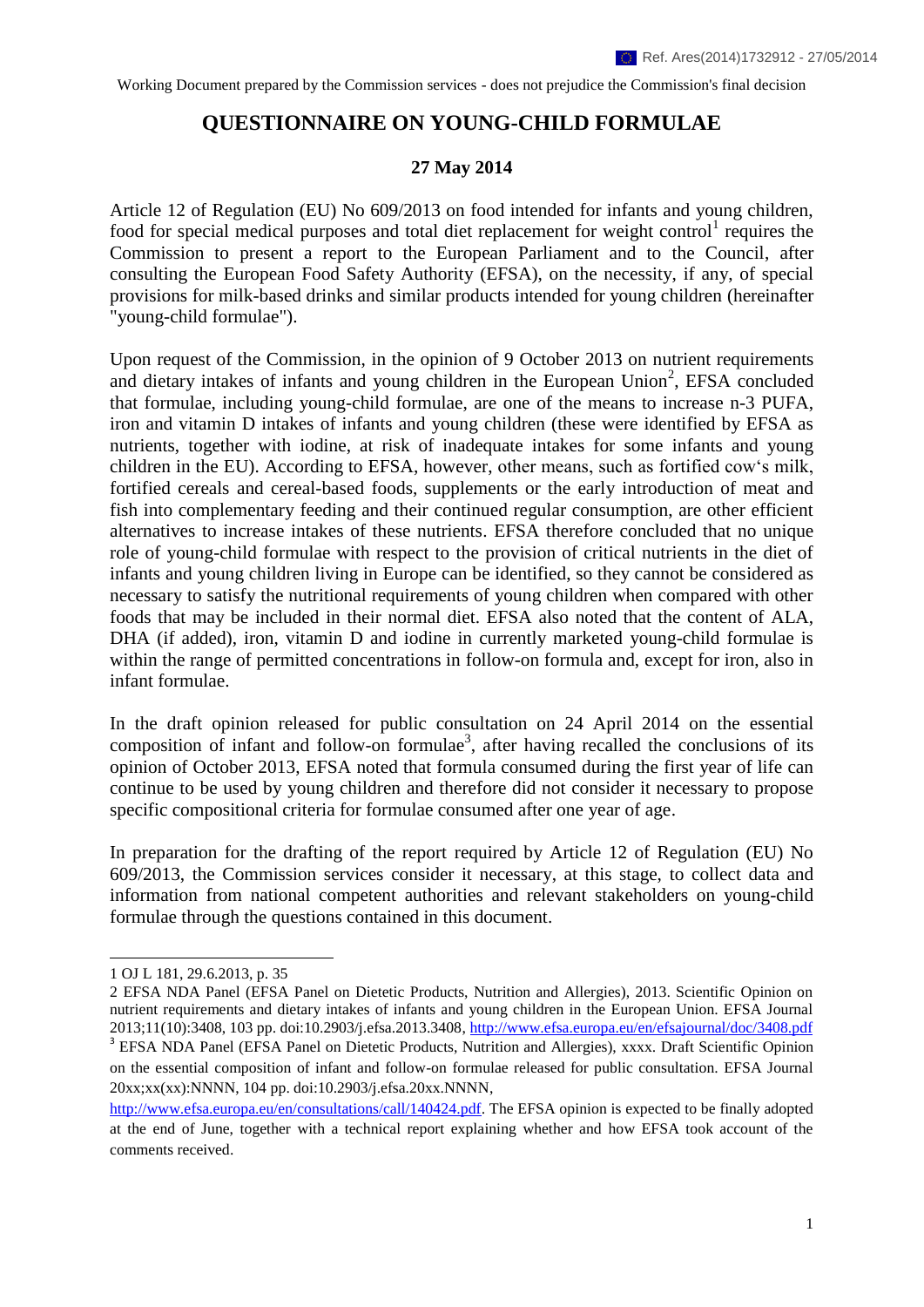Ref. Ares(2014)1732912 - 27/05/2014

Working Document prepared by the Commission services - does not prejudice the Commission's final decision

# QUESTIONNAIRE ON YOUNG-CHILD FORMULAE

**27 May 2014**

Article 12 of Regulation (EU) No 609/2013 on food intended for infants and young children, food for special medical purposes and total diet replacement for weight control[1] requires the Commission to present a report to the European Parliament and to the Council, after consulting the European Food Safety Authority (EFSA), on the necessity, if any, of special provisions for milk-based drinks and similar products intended for young children (hereinafter "young-child formulae").

Upon request of the Commission, in the opinion of 9 October 2013 on nutrient requirements and dietary intakes of infants and young children in the European Union[2], EFSA concluded that formulae, including young-child formulae, are one of the means to increase n-3 PUFA, iron and vitamin D intakes of infants and young children (these were identified by EFSA as nutrients, together with iodine, at risk of inadequate intakes for some infants and young children in the EU). According to EFSA, however, other means, such as fortified cow's milk, fortified cereals and cereal-based foods, supplements or the early introduction of meat and fish into complementary feeding and their continued regular consumption, are other efficient alternatives to increase intakes of these nutrients. EFSA therefore concluded that no unique role of young-child formulae with respect to the provision of critical nutrients in the diet of infants and young children living in Europe can be identified, so they cannot be considered as necessary to satisfy the nutritional requirements of young children when compared with other foods that may be included in their normal diet. EFSA also noted that the content of ALA, DHA (if added), iron, vitamin D and iodine in currently marketed young-child formulae is within the range of permitted concentrations in follow-on formula and, except for iron, also in infant formulae.

In the draft opinion released for public consultation on 24 April 2014 on the essential composition of infant and follow-on formulae[3], after having recalled the conclusions of its opinion of October 2013, EFSA noted that formula consumed during the first year of life can continue to be used by young children and therefore did not consider it necessary to propose specific compositional criteria for formulae consumed after one year of age.

In preparation for the drafting of the report required by Article 12 of Regulation (EU) No 609/2013, the Commission services consider it necessary, at this stage, to collect data and information from national competent authorities and relevant stakeholders on young-child formulae through the questions contained in this document.

---

1 OJ L 181, 29.6.2013, p. 35

2 EFSA NDA Panel (EFSA Panel on Dietetic Products, Nutrition and Allergies), 2013. Scientific Opinion on nutrient requirements and dietary intakes of infants and young children in the European Union. EFSA Journal 2013;11(10):3408, 103 pp. doi:10.2903/j.efsa.2013.3408, http://www.efsa.europa.eu/en/efsajournal/doc/3408.pdf

3 EFSA NDA Panel (EFSA Panel on Dietetic Products, Nutrition and Allergies), xxxx. Draft Scientific Opinion on the essential composition of infant and follow-on formulae released for public consultation. EFSA Journal 20xx;xx(xx):NNNN, 104 pp. doi:10.2903/j.efsa.20xx.NNNN, http://www.efsa.europa.eu/en/consultations/call/140424.pdf. The EFSA opinion is expected to be finally adopted at the end of June, together with a technical report explaining whether and how EFSA took account of the comments received.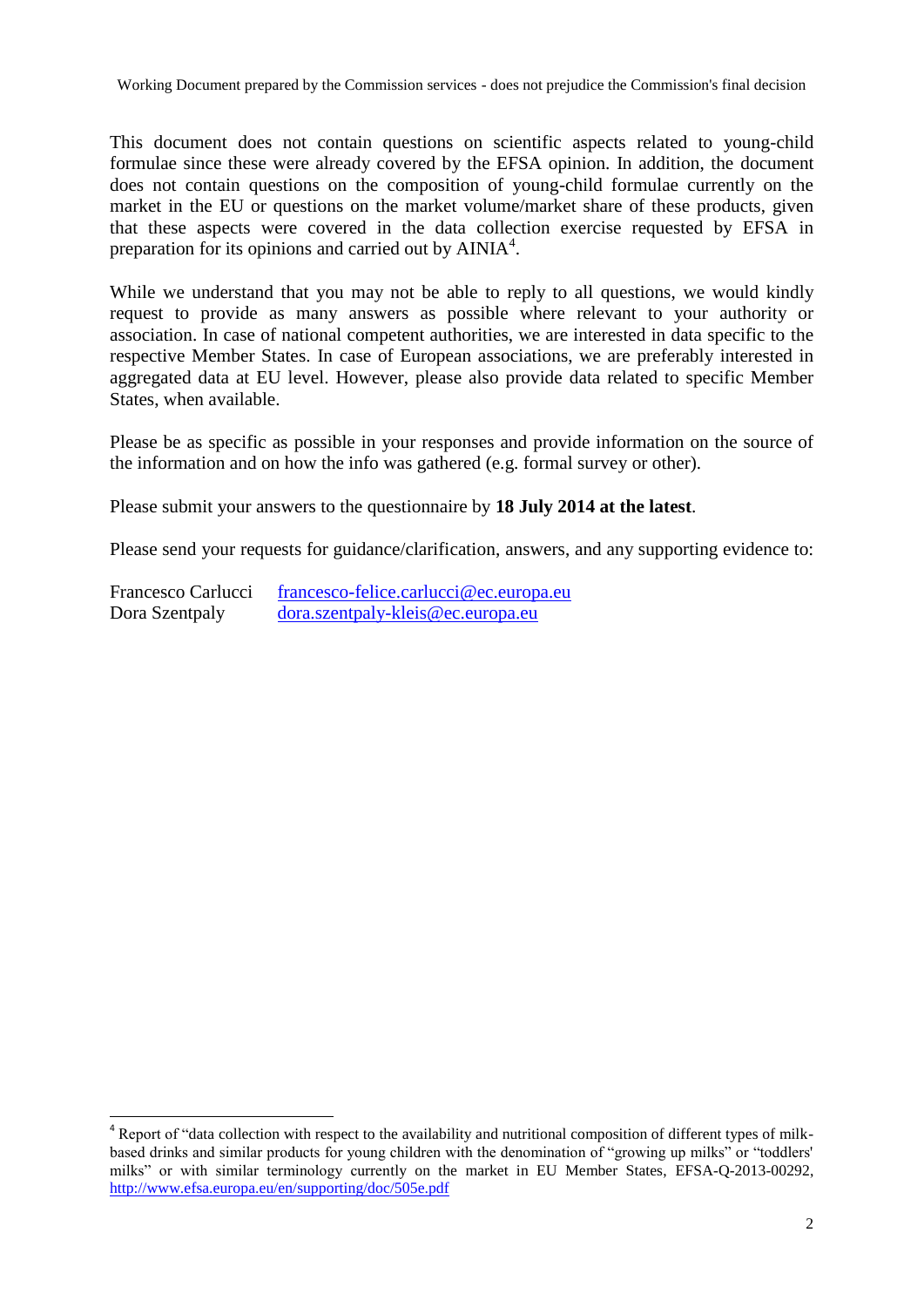This document does not contain questions on scientific aspects related to young-child formulae since these were already covered by the EFSA opinion. In addition, the document does not contain questions on the composition of young-child formulae currently on the market in the EU or questions on the market volume/market share of these products, given that these aspects were covered in the data collection exercise requested by EFSA in preparation for its opinions and carried out by AINIA[4].

While we understand that you may not be able to reply to all questions, we would kindly request to provide as many answers as possible where relevant to your authority or association. In case of national competent authorities, we are interested in data specific to the respective Member States. In case of European associations, we are preferably interested in aggregated data at EU level. However, please also provide data related to specific Member States, when available.

Please be as specific as possible in your responses and provide information on the source of the information and on how the info was gathered (e.g. formal survey or other).

Please submit your answers to the questionnaire by **18 July 2014 at the latest**.

Please send your requests for guidance/clarification, answers, and any supporting evidence to:

Francesco Carlucci    francesco-felice.carlucci@ec.europa.eu
Dora Szentpaly    dora.szentpaly-kleis@ec.europa.eu

---

[4] Report of "data collection with respect to the availability and nutritional composition of different types of milk-based drinks and similar products for young children with the denomination of "growing up milks" or "toddlers' milks" or with similar terminology currently on the market in EU Member States, EFSA-Q-2013-00292, http://www.efsa.europa.eu/en/supporting/doc/505e.pdf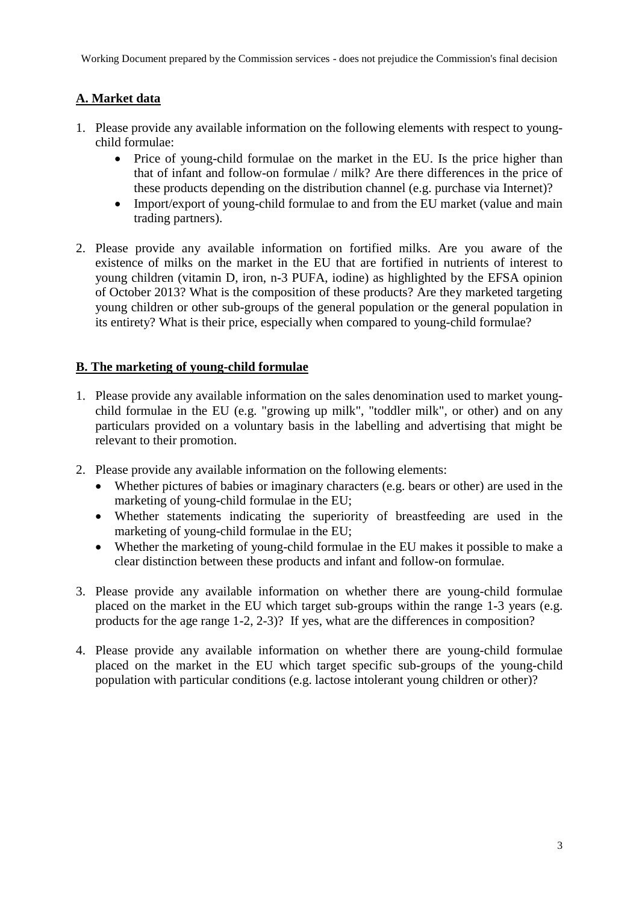## A. Market data

1. Please provide any available information on the following elements with respect to young-child formulae:
   - Price of young-child formulae on the market in the EU. Is the price higher than that of infant and follow-on formulae / milk? Are there differences in the price of these products depending on the distribution channel (e.g. purchase via Internet)?
   - Import/export of young-child formulae to and from the EU market (value and main trading partners).

2. Please provide any available information on fortified milks. Are you aware of the existence of milks on the market in the EU that are fortified in nutrients of interest to young children (vitamin D, iron, n-3 PUFA, iodine) as highlighted by the EFSA opinion of October 2013? What is the composition of these products? Are they marketed targeting young children or other sub-groups of the general population or the general population in its entirety? What is their price, especially when compared to young-child formulae?

## B. The marketing of young-child formulae

1. Please provide any available information on the sales denomination used to market young-child formulae in the EU (e.g. "growing up milk", "toddler milk", or other) and on any particulars provided on a voluntary basis in the labelling and advertising that might be relevant to their promotion.

2. Please provide any available information on the following elements:
   - Whether pictures of babies or imaginary characters (e.g. bears or other) are used in the marketing of young-child formulae in the EU;
   - Whether statements indicating the superiority of breastfeeding are used in the marketing of young-child formulae in the EU;
   - Whether the marketing of young-child formulae in the EU makes it possible to make a clear distinction between these products and infant and follow-on formulae.

3. Please provide any available information on whether there are young-child formulae placed on the market in the EU which target sub-groups within the range 1-3 years (e.g. products for the age range 1-2, 2-3)? If yes, what are the differences in composition?

4. Please provide any available information on whether there are young-child formulae placed on the market in the EU which target specific sub-groups of the young-child population with particular conditions (e.g. lactose intolerant young children or other)?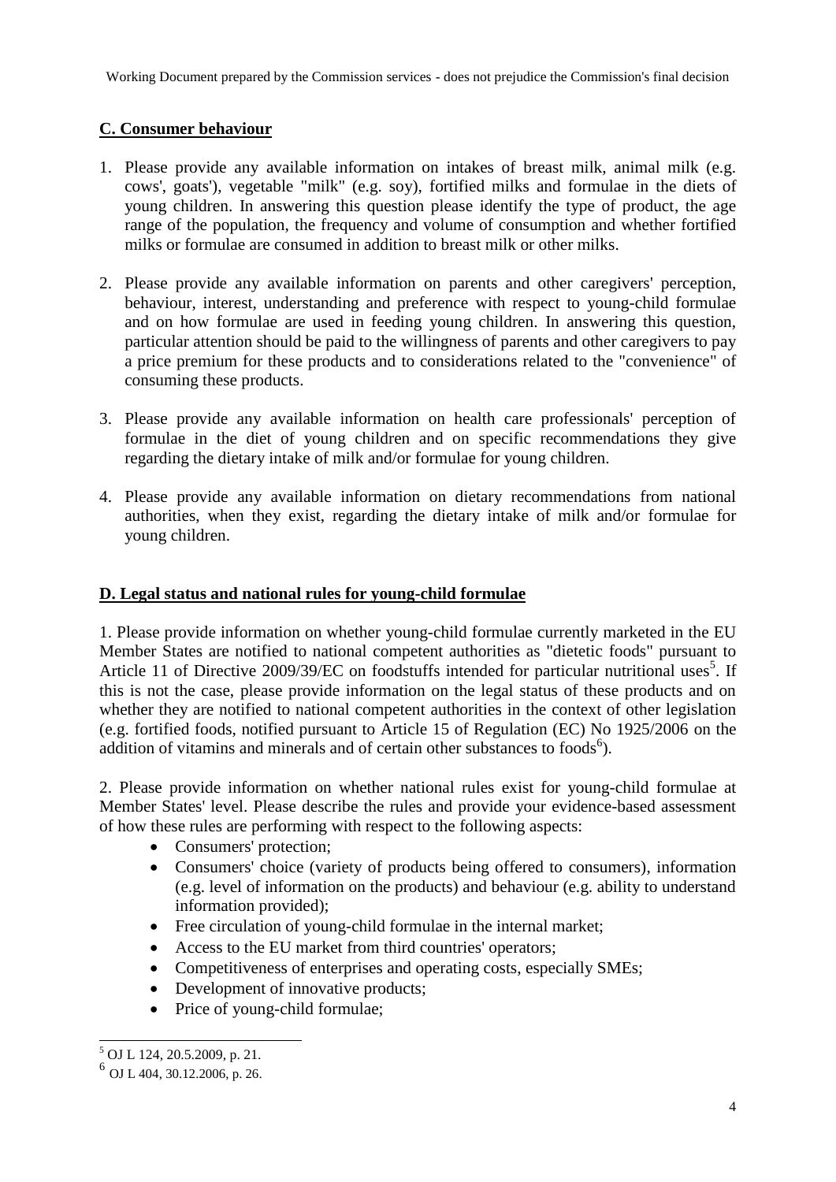## C. Consumer behaviour

1. Please provide any available information on intakes of breast milk, animal milk (e.g. cows', goats'), vegetable "milk" (e.g. soy), fortified milks and formulae in the diets of young children. In answering this question please identify the type of product, the age range of the population, the frequency and volume of consumption and whether fortified milks or formulae are consumed in addition to breast milk or other milks.

2. Please provide any available information on parents and other caregivers' perception, behaviour, interest, understanding and preference with respect to young-child formulae and on how formulae are used in feeding young children. In answering this question, particular attention should be paid to the willingness of parents and other caregivers to pay a price premium for these products and to considerations related to the "convenience" of consuming these products.

3. Please provide any available information on health care professionals' perception of formulae in the diet of young children and on specific recommendations they give regarding the dietary intake of milk and/or formulae for young children.

4. Please provide any available information on dietary recommendations from national authorities, when they exist, regarding the dietary intake of milk and/or formulae for young children.

## D. Legal status and national rules for young-child formulae

1. Please provide information on whether young-child formulae currently marketed in the EU Member States are notified to national competent authorities as "dietetic foods" pursuant to Article 11 of Directive 2009/39/EC on foodstuffs intended for particular nutritional uses[5]. If this is not the case, please provide information on the legal status of these products and on whether they are notified to national competent authorities in the context of other legislation (e.g. fortified foods, notified pursuant to Article 15 of Regulation (EC) No 1925/2006 on the addition of vitamins and minerals and of certain other substances to foods[6]).

2. Please provide information on whether national rules exist for young-child formulae at Member States' level. Please describe the rules and provide your evidence-based assessment of how these rules are performing with respect to the following aspects:

- Consumers' protection;
- Consumers' choice (variety of products being offered to consumers), information (e.g. level of information on the products) and behaviour (e.g. ability to understand information provided);
- Free circulation of young-child formulae in the internal market;
- Access to the EU market from third countries' operators;
- Competitiveness of enterprises and operating costs, especially SMEs;
- Development of innovative products;
- Price of young-child formulae;

---

[5] OJ L 124, 20.5.2009, p. 21.

[6] OJ L 404, 30.12.2006, p. 26.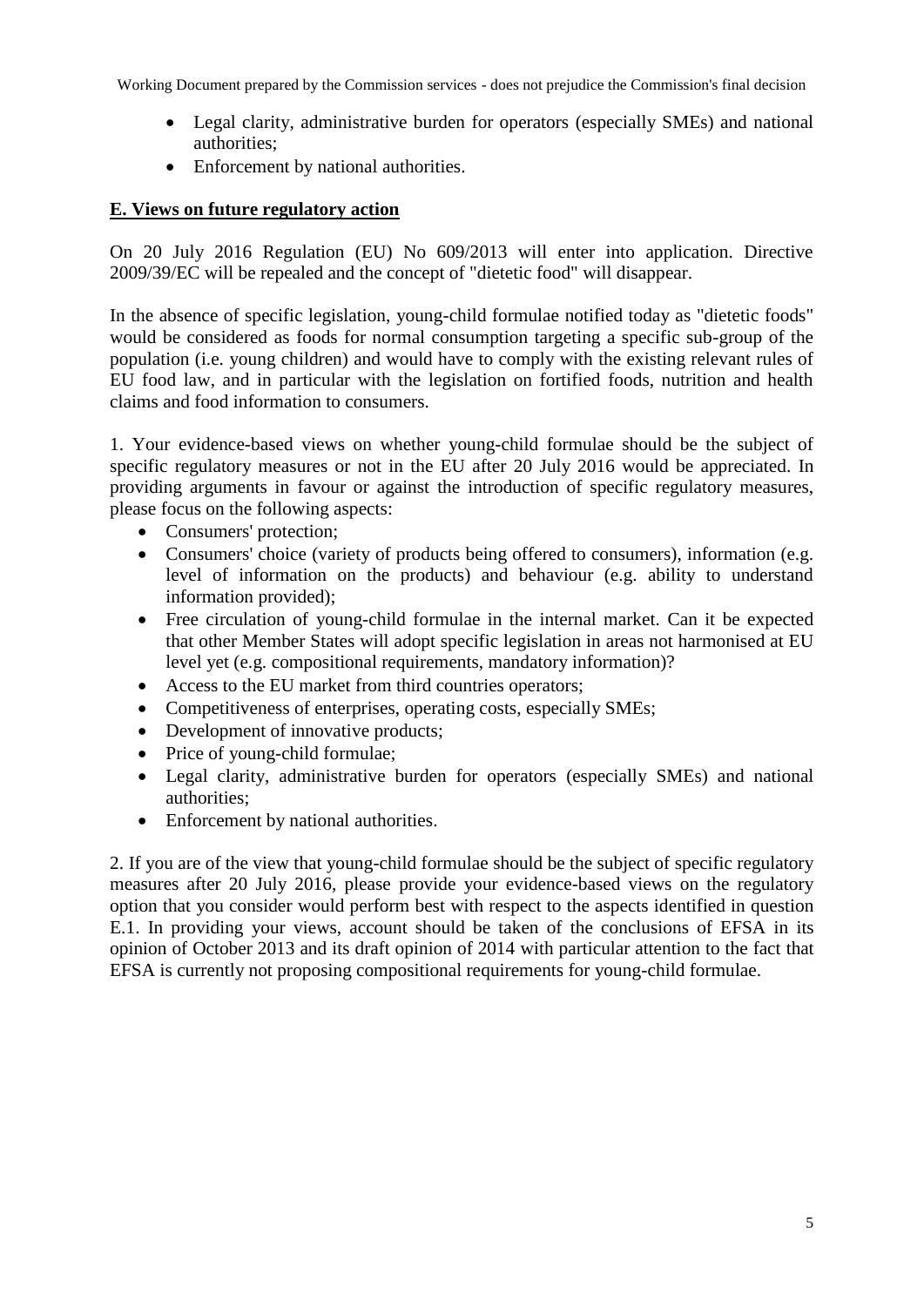- Legal clarity, administrative burden for operators (especially SMEs) and national authorities;
- Enforcement by national authorities.

## E. Views on future regulatory action

On 20 July 2016 Regulation (EU) No 609/2013 will enter into application. Directive 2009/39/EC will be repealed and the concept of "dietetic food" will disappear.

In the absence of specific legislation, young-child formulae notified today as "dietetic foods" would be considered as foods for normal consumption targeting a specific sub-group of the population (i.e. young children) and would have to comply with the existing relevant rules of EU food law, and in particular with the legislation on fortified foods, nutrition and health claims and food information to consumers.

1. Your evidence-based views on whether young-child formulae should be the subject of specific regulatory measures or not in the EU after 20 July 2016 would be appreciated. In providing arguments in favour or against the introduction of specific regulatory measures, please focus on the following aspects:

- Consumers' protection;
- Consumers' choice (variety of products being offered to consumers), information (e.g. level of information on the products) and behaviour (e.g. ability to understand information provided);
- Free circulation of young-child formulae in the internal market. Can it be expected that other Member States will adopt specific legislation in areas not harmonised at EU level yet (e.g. compositional requirements, mandatory information)?
- Access to the EU market from third countries operators;
- Competitiveness of enterprises, operating costs, especially SMEs;
- Development of innovative products;
- Price of young-child formulae;
- Legal clarity, administrative burden for operators (especially SMEs) and national authorities;
- Enforcement by national authorities.

2. If you are of the view that young-child formulae should be the subject of specific regulatory measures after 20 July 2016, please provide your evidence-based views on the regulatory option that you consider would perform best with respect to the aspects identified in question E.1. In providing your views, account should be taken of the conclusions of EFSA in its opinion of October 2013 and its draft opinion of 2014 with particular attention to the fact that EFSA is currently not proposing compositional requirements for young-child formulae.